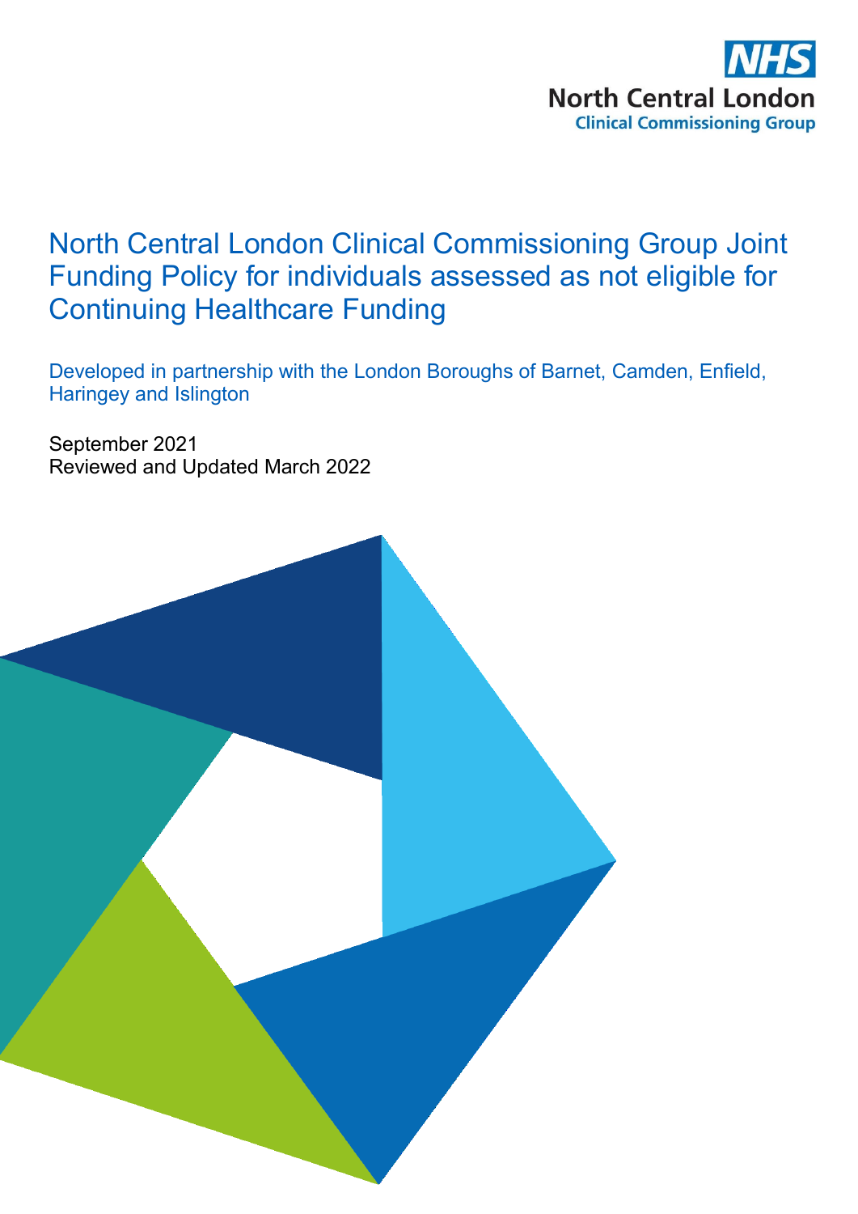NHS
North Central London
Clinical Commissioning Group

# North Central London Clinical Commissioning Group Joint Funding Policy for individuals assessed as not eligible for Continuing Healthcare Funding

Developed in partnership with the London Boroughs of Barnet, Camden, Enfield, Haringey and Islington

September 2021
Reviewed and Updated March 2022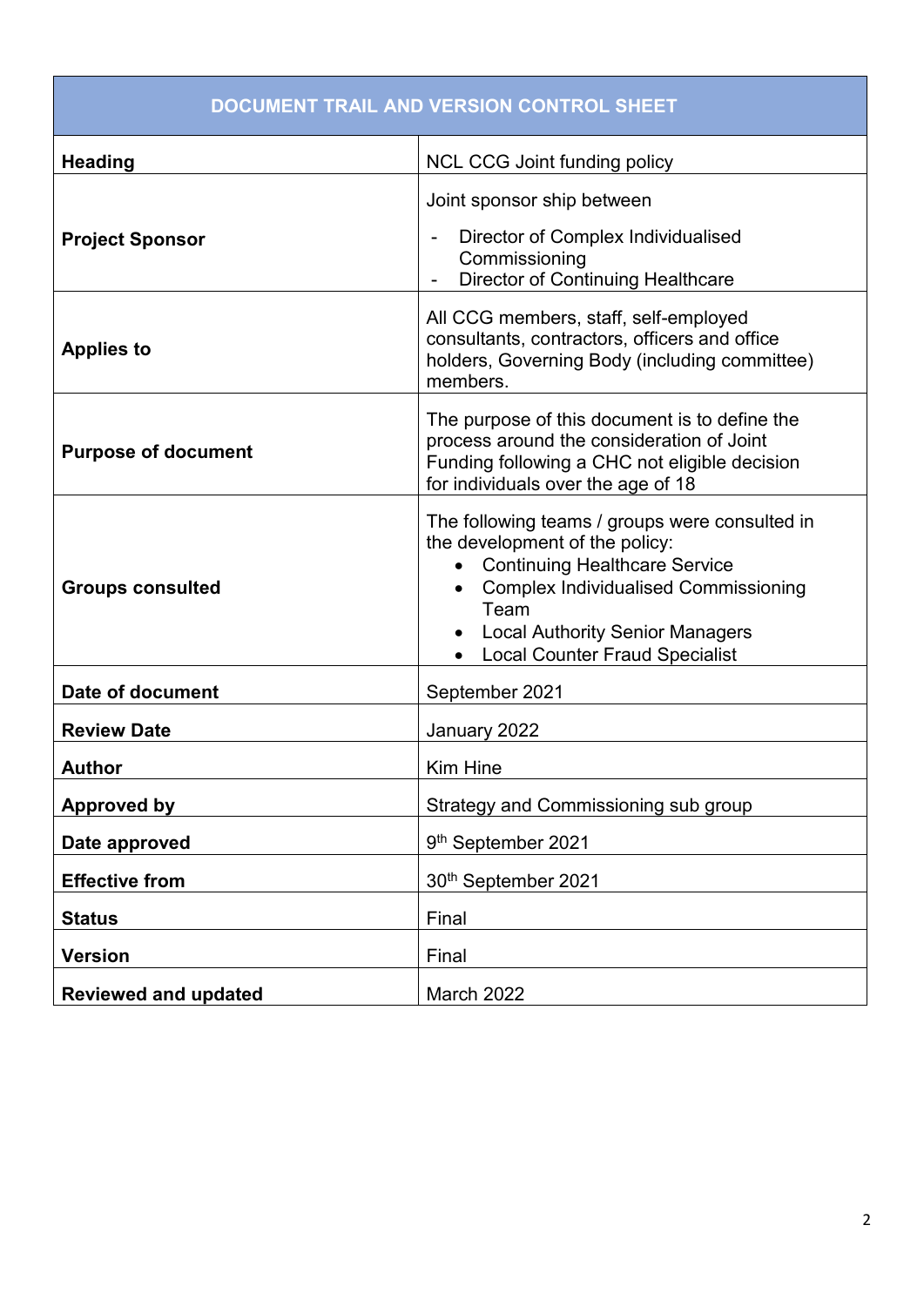| DOCUMENT TRAIL AND VERSION CONTROL SHEET | |
|---|---|
| **Heading** | NCL CCG Joint funding policy |
| **Project Sponsor** | Joint sponsor ship between<br>- Director of Complex Individualised Commissioning<br>- Director of Continuing Healthcare |
| **Applies to** | All CCG members, staff, self-employed consultants, contractors, officers and office holders, Governing Body (including committee) members. |
| **Purpose of document** | The purpose of this document is to define the process around the consideration of Joint Funding following a CHC not eligible decision for individuals over the age of 18 |
| **Groups consulted** | The following teams / groups were consulted in the development of the policy:<br>• Continuing Healthcare Service<br>• Complex Individualised Commissioning Team<br>• Local Authority Senior Managers<br>• Local Counter Fraud Specialist |
| **Date of document** | September 2021 |
| **Review Date** | January 2022 |
| **Author** | Kim Hine |
| **Approved by** | Strategy and Commissioning sub group |
| **Date approved** | 9th September 2021 |
| **Effective from** | 30th September 2021 |
| **Status** | Final |
| **Version** | Final |
| **Reviewed and updated** | March 2022 |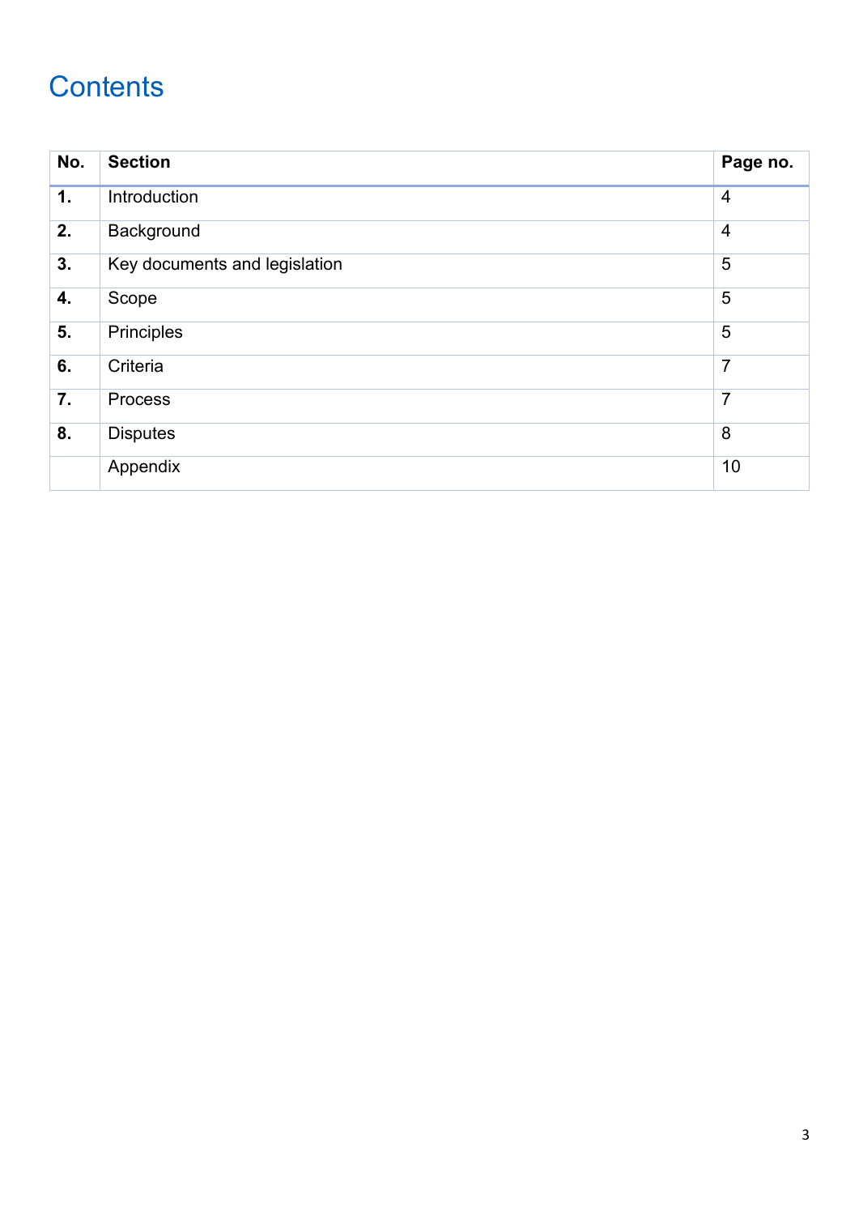# Contents

| No. | Section | Page no. |
|---|---|---|
| **1.** | Introduction | 4 |
| **2.** | Background | 4 |
| **3.** | Key documents and legislation | 5 |
| **4.** | Scope | 5 |
| **5.** | Principles | 5 |
| **6.** | Criteria | 7 |
| **7.** | Process | 7 |
| **8.** | Disputes | 8 |
| | Appendix | 10 |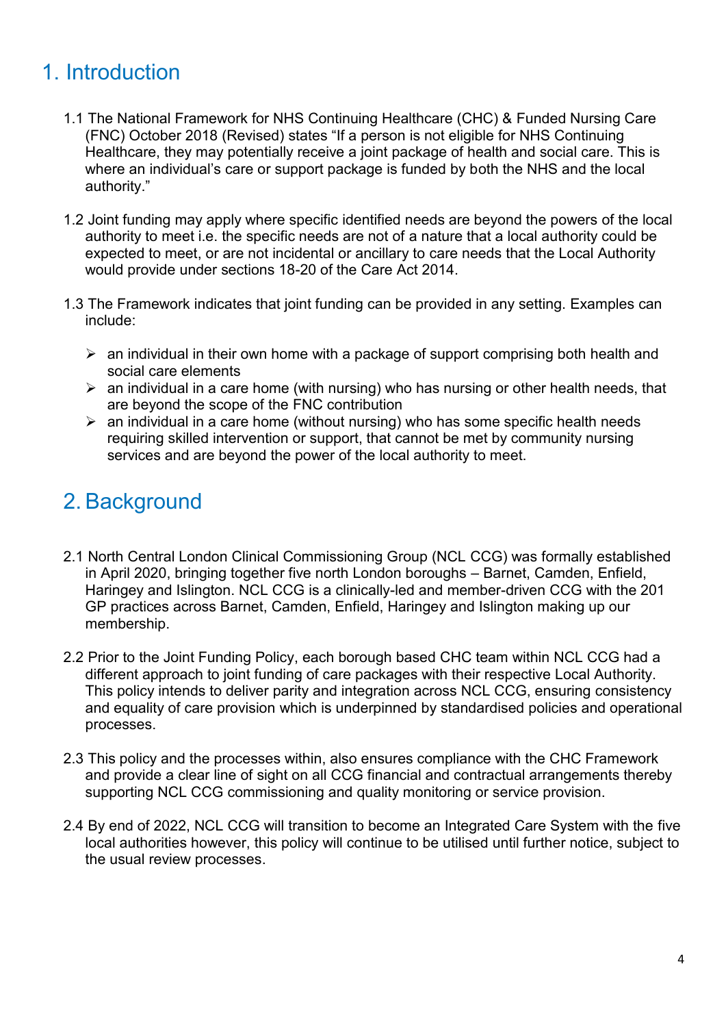# 1. Introduction

1.1 The National Framework for NHS Continuing Healthcare (CHC) & Funded Nursing Care (FNC) October 2018 (Revised) states "If a person is not eligible for NHS Continuing Healthcare, they may potentially receive a joint package of health and social care. This is where an individual's care or support package is funded by both the NHS and the local authority."

1.2 Joint funding may apply where specific identified needs are beyond the powers of the local authority to meet i.e. the specific needs are not of a nature that a local authority could be expected to meet, or are not incidental or ancillary to care needs that the Local Authority would provide under sections 18-20 of the Care Act 2014.

1.3 The Framework indicates that joint funding can be provided in any setting. Examples can include:

- an individual in their own home with a package of support comprising both health and social care elements
- an individual in a care home (with nursing) who has nursing or other health needs, that are beyond the scope of the FNC contribution
- an individual in a care home (without nursing) who has some specific health needs requiring skilled intervention or support, that cannot be met by community nursing services and are beyond the power of the local authority to meet.

# 2. Background

2.1 North Central London Clinical Commissioning Group (NCL CCG) was formally established in April 2020, bringing together five north London boroughs – Barnet, Camden, Enfield, Haringey and Islington. NCL CCG is a clinically-led and member-driven CCG with the 201 GP practices across Barnet, Camden, Enfield, Haringey and Islington making up our membership.

2.2 Prior to the Joint Funding Policy, each borough based CHC team within NCL CCG had a different approach to joint funding of care packages with their respective Local Authority. This policy intends to deliver parity and integration across NCL CCG, ensuring consistency and equality of care provision which is underpinned by standardised policies and operational processes.

2.3 This policy and the processes within, also ensures compliance with the CHC Framework and provide a clear line of sight on all CCG financial and contractual arrangements thereby supporting NCL CCG commissioning and quality monitoring or service provision.

2.4 By end of 2022, NCL CCG will transition to become an Integrated Care System with the five local authorities however, this policy will continue to be utilised until further notice, subject to the usual review processes.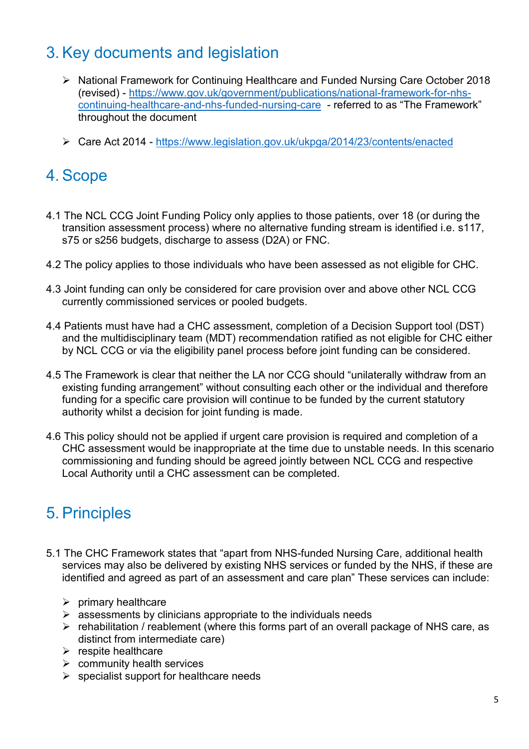# 3. Key documents and legislation

- National Framework for Continuing Healthcare and Funded Nursing Care October 2018 (revised) - [https://www.gov.uk/government/publications/national-framework-for-nhs-continuing-healthcare-and-nhs-funded-nursing-care](https://www.gov.uk/government/publications/national-framework-for-nhs-continuing-healthcare-and-nhs-funded-nursing-care) - referred to as "The Framework" throughout the document
- Care Act 2014 - [https://www.legislation.gov.uk/ukpga/2014/23/contents/enacted](https://www.legislation.gov.uk/ukpga/2014/23/contents/enacted)

# 4. Scope

4.1 The NCL CCG Joint Funding Policy only applies to those patients, over 18 (or during the transition assessment process) where no alternative funding stream is identified i.e. s117, s75 or s256 budgets, discharge to assess (D2A) or FNC.

4.2 The policy applies to those individuals who have been assessed as not eligible for CHC.

4.3 Joint funding can only be considered for care provision over and above other NCL CCG currently commissioned services or pooled budgets.

4.4 Patients must have had a CHC assessment, completion of a Decision Support tool (DST) and the multidisciplinary team (MDT) recommendation ratified as not eligible for CHC either by NCL CCG or via the eligibility panel process before joint funding can be considered.

4.5 The Framework is clear that neither the LA nor CCG should "unilaterally withdraw from an existing funding arrangement" without consulting each other or the individual and therefore funding for a specific care provision will continue to be funded by the current statutory authority whilst a decision for joint funding is made.

4.6 This policy should not be applied if urgent care provision is required and completion of a CHC assessment would be inappropriate at the time due to unstable needs. In this scenario commissioning and funding should be agreed jointly between NCL CCG and respective Local Authority until a CHC assessment can be completed.

# 5. Principles

5.1 The CHC Framework states that "apart from NHS-funded Nursing Care, additional health services may also be delivered by existing NHS services or funded by the NHS, if these are identified and agreed as part of an assessment and care plan" These services can include:

- primary healthcare
- assessments by clinicians appropriate to the individuals needs
- rehabilitation / reablement (where this forms part of an overall package of NHS care, as distinct from intermediate care)
- respite healthcare
- community health services
- specialist support for healthcare needs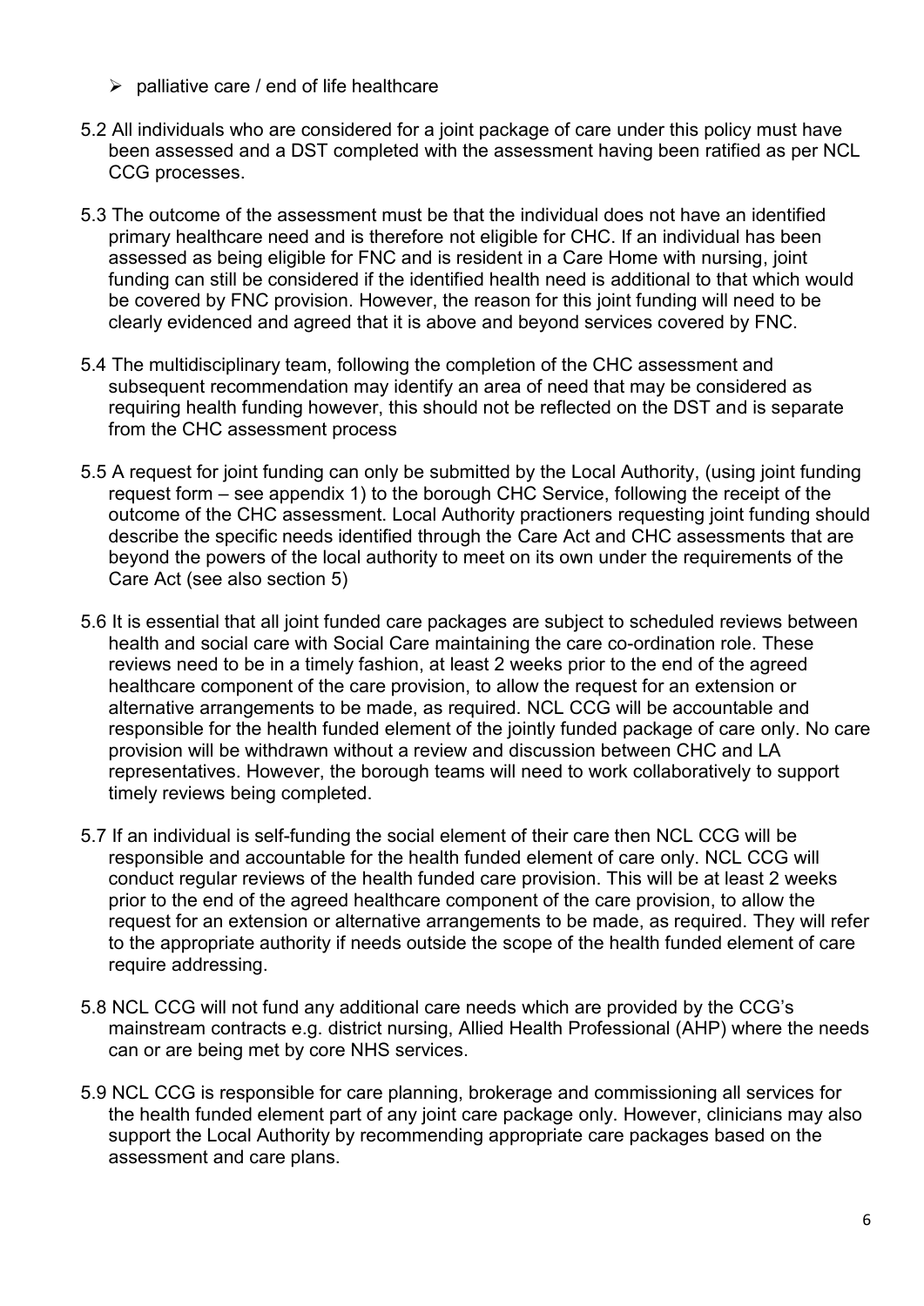- palliative care / end of life healthcare

5.2 All individuals who are considered for a joint package of care under this policy must have been assessed and a DST completed with the assessment having been ratified as per NCL CCG processes.

5.3 The outcome of the assessment must be that the individual does not have an identified primary healthcare need and is therefore not eligible for CHC. If an individual has been assessed as being eligible for FNC and is resident in a Care Home with nursing, joint funding can still be considered if the identified health need is additional to that which would be covered by FNC provision. However, the reason for this joint funding will need to be clearly evidenced and agreed that it is above and beyond services covered by FNC.

5.4 The multidisciplinary team, following the completion of the CHC assessment and subsequent recommendation may identify an area of need that may be considered as requiring health funding however, this should not be reflected on the DST and is separate from the CHC assessment process

5.5 A request for joint funding can only be submitted by the Local Authority, (using joint funding request form – see appendix 1) to the borough CHC Service, following the receipt of the outcome of the CHC assessment. Local Authority practioners requesting joint funding should describe the specific needs identified through the Care Act and CHC assessments that are beyond the powers of the local authority to meet on its own under the requirements of the Care Act (see also section 5)

5.6 It is essential that all joint funded care packages are subject to scheduled reviews between health and social care with Social Care maintaining the care co-ordination role. These reviews need to be in a timely fashion, at least 2 weeks prior to the end of the agreed healthcare component of the care provision, to allow the request for an extension or alternative arrangements to be made, as required. NCL CCG will be accountable and responsible for the health funded element of the jointly funded package of care only. No care provision will be withdrawn without a review and discussion between CHC and LA representatives. However, the borough teams will need to work collaboratively to support timely reviews being completed.

5.7 If an individual is self-funding the social element of their care then NCL CCG will be responsible and accountable for the health funded element of care only. NCL CCG will conduct regular reviews of the health funded care provision. This will be at least 2 weeks prior to the end of the agreed healthcare component of the care provision, to allow the request for an extension or alternative arrangements to be made, as required. They will refer to the appropriate authority if needs outside the scope of the health funded element of care require addressing.

5.8 NCL CCG will not fund any additional care needs which are provided by the CCG's mainstream contracts e.g. district nursing, Allied Health Professional (AHP) where the needs can or are being met by core NHS services.

5.9 NCL CCG is responsible for care planning, brokerage and commissioning all services for the health funded element part of any joint care package only. However, clinicians may also support the Local Authority by recommending appropriate care packages based on the assessment and care plans.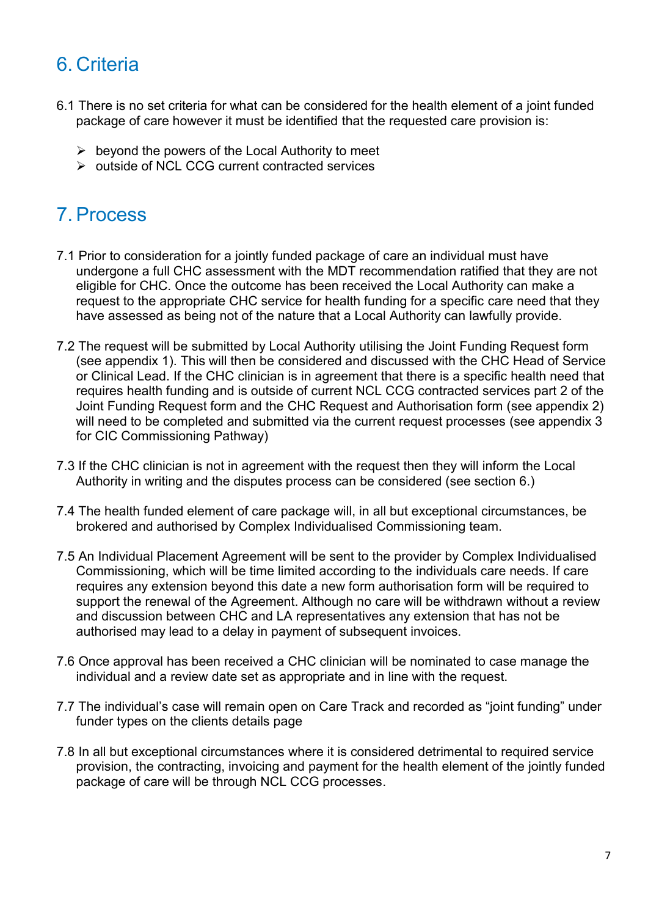# 6. Criteria

6.1 There is no set criteria for what can be considered for the health element of a joint funded package of care however it must be identified that the requested care provision is:

- beyond the powers of the Local Authority to meet
- outside of NCL CCG current contracted services

# 7. Process

7.1 Prior to consideration for a jointly funded package of care an individual must have undergone a full CHC assessment with the MDT recommendation ratified that they are not eligible for CHC. Once the outcome has been received the Local Authority can make a request to the appropriate CHC service for health funding for a specific care need that they have assessed as being not of the nature that a Local Authority can lawfully provide.

7.2 The request will be submitted by Local Authority utilising the Joint Funding Request form (see appendix 1). This will then be considered and discussed with the CHC Head of Service or Clinical Lead. If the CHC clinician is in agreement that there is a specific health need that requires health funding and is outside of current NCL CCG contracted services part 2 of the Joint Funding Request form and the CHC Request and Authorisation form (see appendix 2) will need to be completed and submitted via the current request processes (see appendix 3 for CIC Commissioning Pathway)

7.3 If the CHC clinician is not in agreement with the request then they will inform the Local Authority in writing and the disputes process can be considered (see section 6.)

7.4 The health funded element of care package will, in all but exceptional circumstances, be brokered and authorised by Complex Individualised Commissioning team.

7.5 An Individual Placement Agreement will be sent to the provider by Complex Individualised Commissioning, which will be time limited according to the individuals care needs. If care requires any extension beyond this date a new form authorisation form will be required to support the renewal of the Agreement. Although no care will be withdrawn without a review and discussion between CHC and LA representatives any extension that has not be authorised may lead to a delay in payment of subsequent invoices.

7.6 Once approval has been received a CHC clinician will be nominated to case manage the individual and a review date set as appropriate and in line with the request.

7.7 The individual's case will remain open on Care Track and recorded as "joint funding" under funder types on the clients details page

7.8 In all but exceptional circumstances where it is considered detrimental to required service provision, the contracting, invoicing and payment for the health element of the jointly funded package of care will be through NCL CCG processes.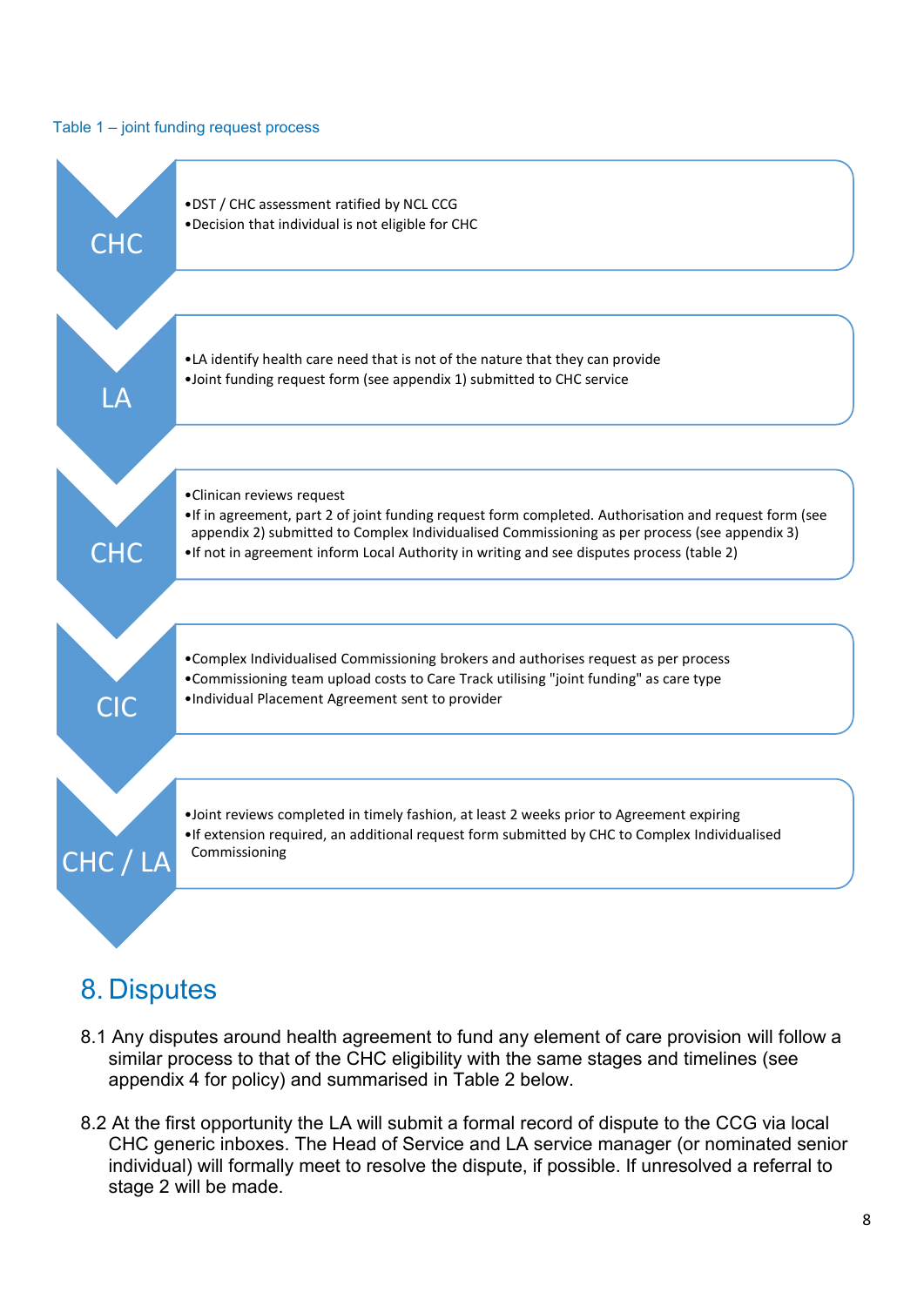Table 1 – joint funding request process

| Stage | Actions |
| --- | --- |
| CHC | • DST / CHC assessment ratified by NCL CCG<br>• Decision that individual is not eligible for CHC |
| LA | • LA identify health care need that is not of the nature that they can provide<br>• Joint funding request form (see appendix 1) submitted to CHC service |
| CHC | • Clinican reviews request<br>• If in agreement, part 2 of joint funding request form completed. Authorisation and request form (see appendix 2) submitted to Complex Individualised Commissioning as per process (see appendix 3)<br>• If not in agreement inform Local Authority in writing and see disputes process (table 2) |
| CIC | • Complex Individualised Commissioning brokers and authorises request as per process<br>• Commissioning team upload costs to Care Track utilising "joint funding" as care type<br>• Individual Placement Agreement sent to provider |
| CHC / LA | • Joint reviews completed in timely fashion, at least 2 weeks prior to Agreement expiring<br>• If extension required, an additional request form submitted by CHC to Complex Individualised Commissioning |

# 8. Disputes

8.1 Any disputes around health agreement to fund any element of care provision will follow a similar process to that of the CHC eligibility with the same stages and timelines (see appendix 4 for policy) and summarised in Table 2 below.

8.2 At the first opportunity the LA will submit a formal record of dispute to the CCG via local CHC generic inboxes. The Head of Service and LA service manager (or nominated senior individual) will formally meet to resolve the dispute, if possible. If unresolved a referral to stage 2 will be made.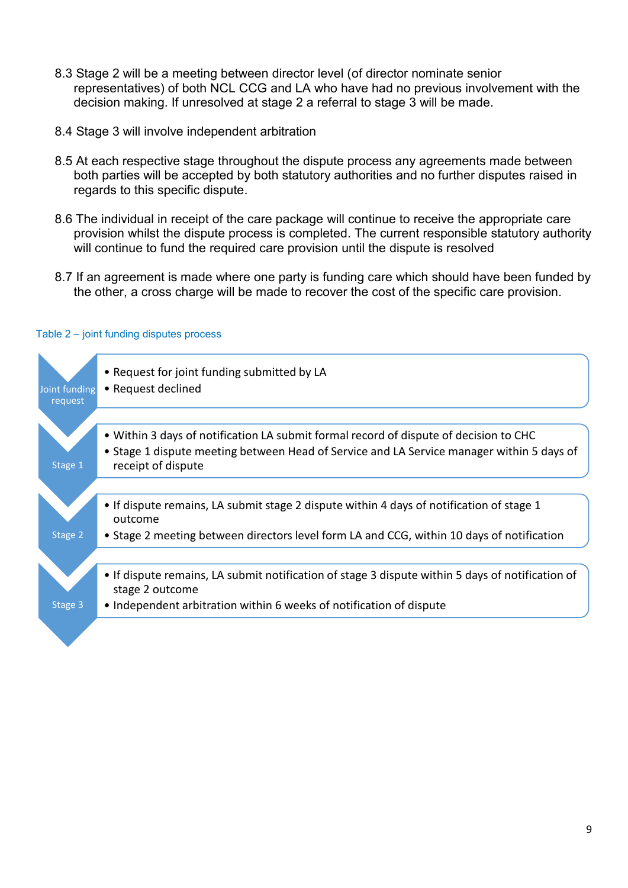8.3 Stage 2 will be a meeting between director level (of director nominate senior representatives) of both NCL CCG and LA who have had no previous involvement with the decision making. If unresolved at stage 2 a referral to stage 3 will be made.

8.4 Stage 3 will involve independent arbitration

8.5 At each respective stage throughout the dispute process any agreements made between both parties will be accepted by both statutory authorities and no further disputes raised in regards to this specific dispute.

8.6 The individual in receipt of the care package will continue to receive the appropriate care provision whilst the dispute process is completed. The current responsible statutory authority will continue to fund the required care provision until the dispute is resolved

8.7 If an agreement is made where one party is funding care which should have been funded by the other, a cross charge will be made to recover the cost of the specific care provision.

Table 2 – joint funding disputes process

| Stage | Actions |
| --- | --- |
| Joint funding request | • Request for joint funding submitted by LA<br>• Request declined |
| Stage 1 | • Within 3 days of notification LA submit formal record of dispute of decision to CHC<br>• Stage 1 dispute meeting between Head of Service and LA Service manager within 5 days of receipt of dispute |
| Stage 2 | • If dispute remains, LA submit stage 2 dispute within 4 days of notification of stage 1 outcome<br>• Stage 2 meeting between directors level form LA and CCG, within 10 days of notification |
| Stage 3 | • If dispute remains, LA submit notification of stage 3 dispute within 5 days of notification of stage 2 outcome<br>• Independent arbitration within 6 weeks of notification of dispute |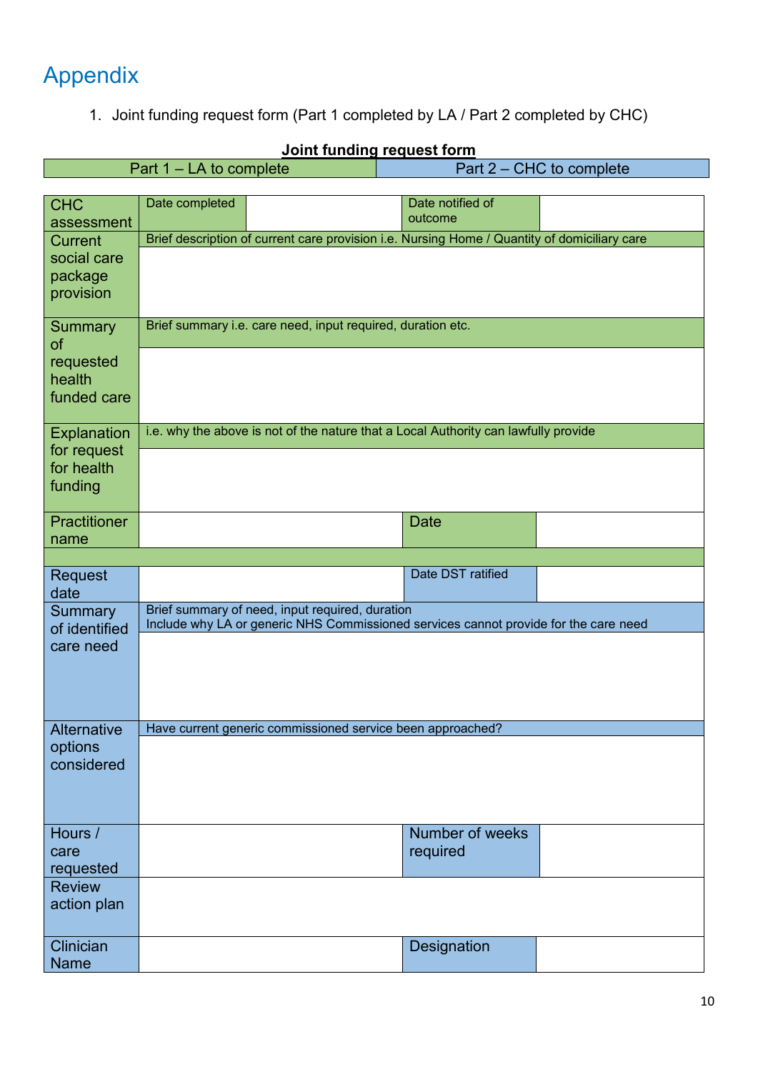# Appendix

1. Joint funding request form (Part 1 completed by LA / Part 2 completed by CHC)

**Joint funding request form**

| Part 1 – LA to complete | Part 2 – CHC to complete |
|---|---|

| | | | | |
|---|---|---|---|---|
| CHC assessment | Date completed | | Date notified of outcome | |
| Current social care package provision | Brief description of current care provision i.e. Nursing Home / Quantity of domiciliary care | | | |
| Summary of requested health funded care | Brief summary i.e. care need, input required, duration etc. | | | |
| Explanation for request for health funding | i.e. why the above is not of the nature that a Local Authority can lawfully provide | | | |
| Practitioner name | | | Date | |
| | | | | |
| Request date | | | Date DST ratified | |
| Summary of identified care need | Brief summary of need, input required, duration<br>Include why LA or generic NHS Commissioned services cannot provide for the care need | | | |
| Alternative options considered | Have current generic commissioned service been approached? | | | |
| Hours / care requested | | | Number of weeks required | |
| Review action plan | | | | |
| Clinician Name | | | Designation | |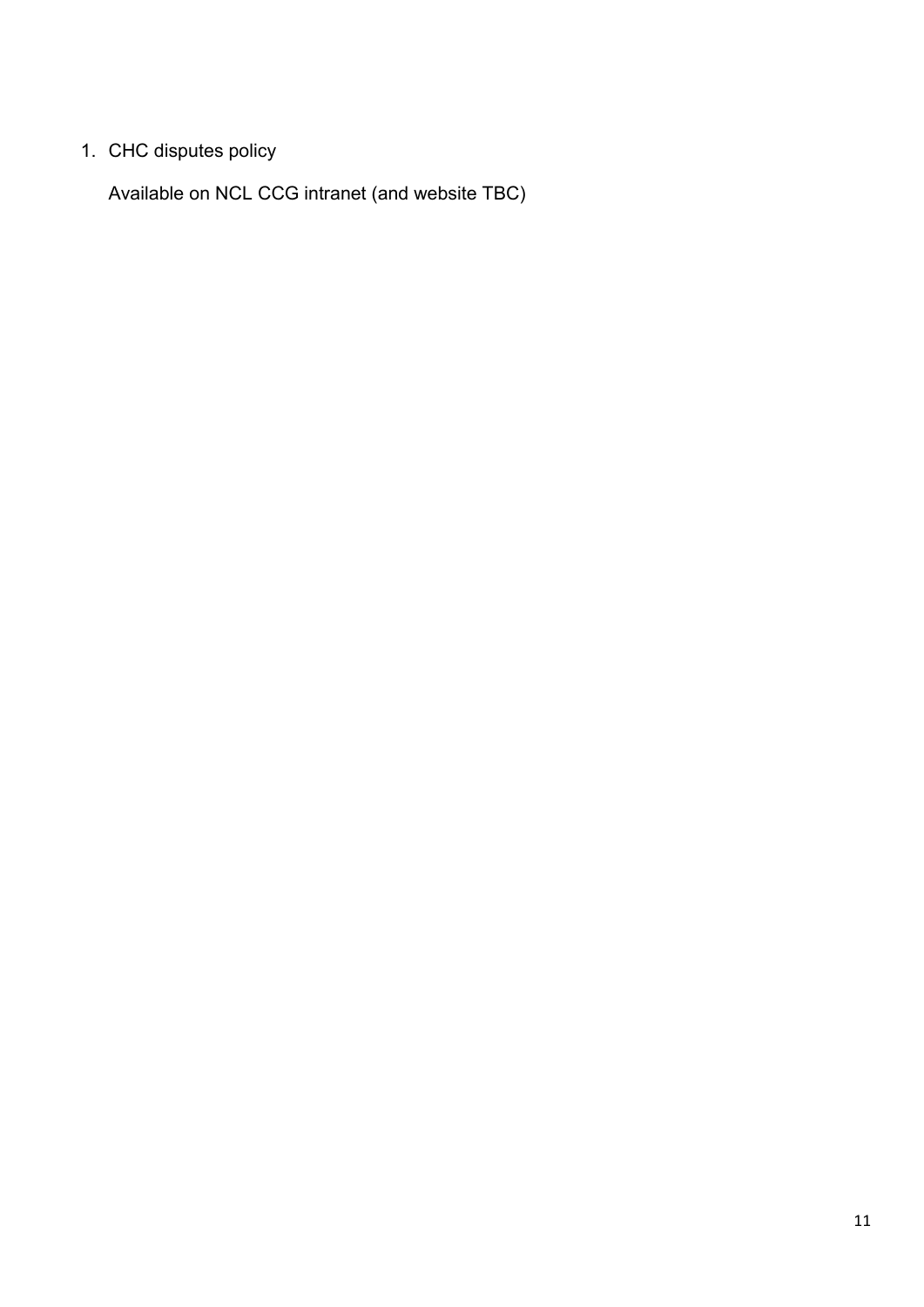1. CHC disputes policy

   Available on NCL CCG intranet (and website TBC)